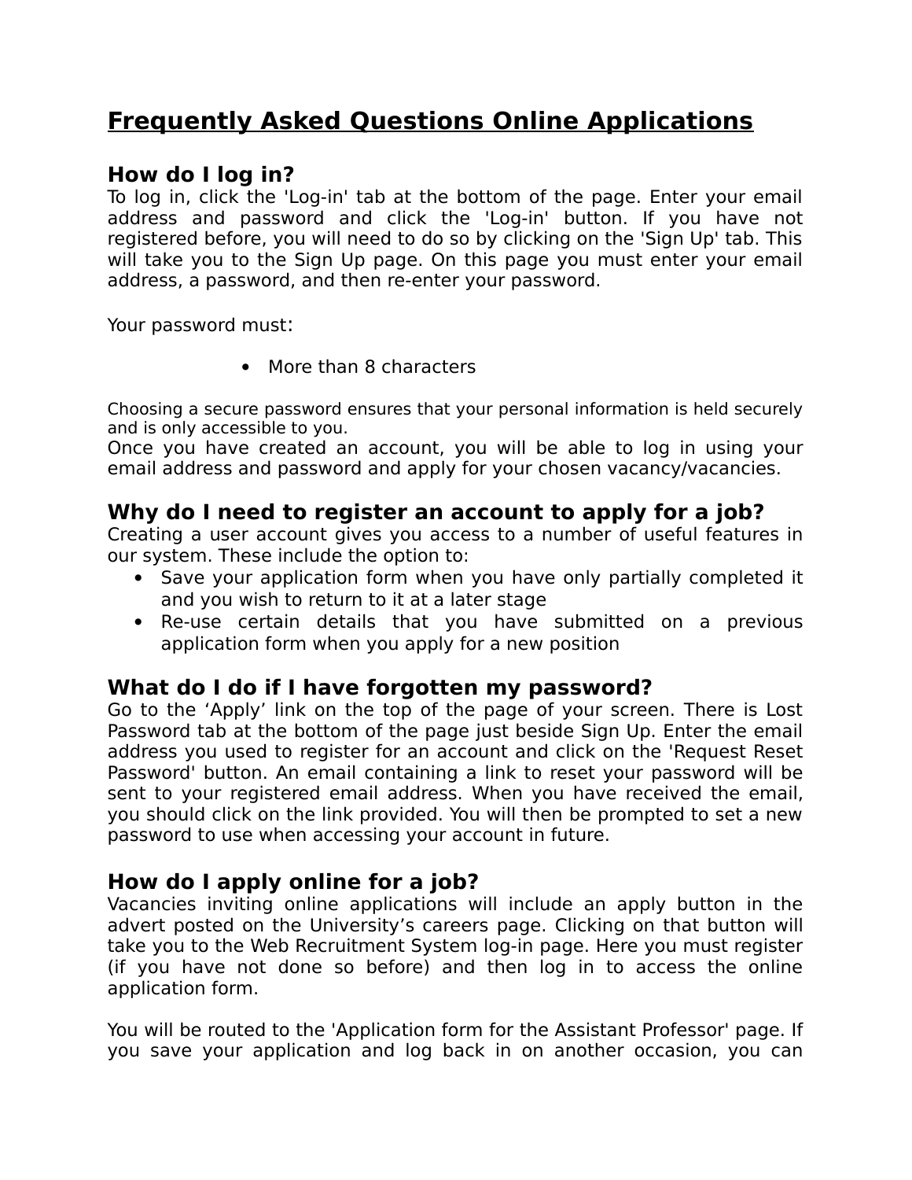# Frequently Asked Questions Online Applications

## How do I log in?

To log in, click the 'Log-in' tab at the bottom of the page. Enter your email address and password and click the 'Log-in' button. If you have not registered before, you will need to do so by clicking on the 'Sign Up' tab. This will take you to the Sign Up page. On this page you must enter your email address, a password, and then re-enter your password.

Your password must:

- More than 8 characters

Choosing a secure password ensures that your personal information is held securely and is only accessible to you.
Once you have created an account, you will be able to log in using your email address and password and apply for your chosen vacancy/vacancies.

## Why do I need to register an account to apply for a job?

Creating a user account gives you access to a number of useful features in our system. These include the option to:

- Save your application form when you have only partially completed it and you wish to return to it at a later stage
- Re-use certain details that you have submitted on a previous application form when you apply for a new position

## What do I do if I have forgotten my password?

Go to the ‘Apply’ link on the top of the page of your screen. There is Lost Password tab at the bottom of the page just beside Sign Up. Enter the email address you used to register for an account and click on the 'Request Reset Password' button. An email containing a link to reset your password will be sent to your registered email address. When you have received the email, you should click on the link provided. You will then be prompted to set a new password to use when accessing your account in future.

## How do I apply online for a job?

Vacancies inviting online applications will include an apply button in the advert posted on the University’s careers page. Clicking on that button will take you to the Web Recruitment System log-in page. Here you must register (if you have not done so before) and then log in to access the online application form.

You will be routed to the 'Application form for the Assistant Professor' page. If you save your application and log back in on another occasion, you can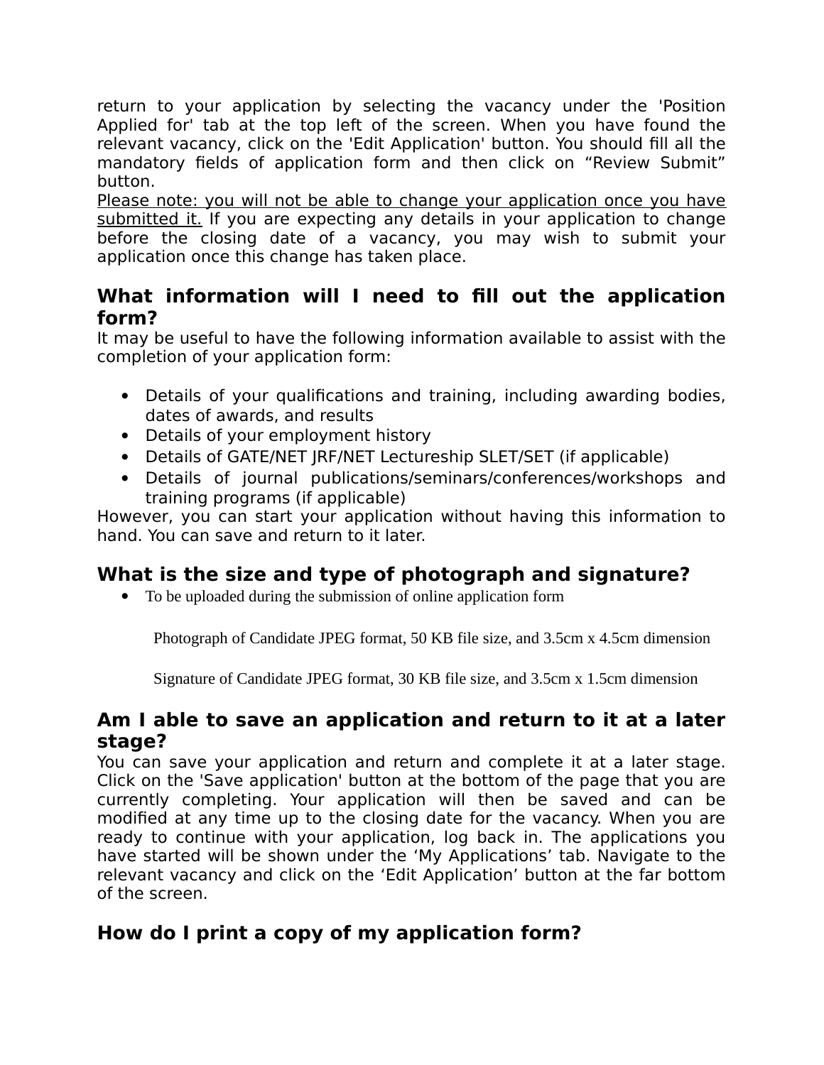return to your application by selecting the vacancy under the 'Position Applied for' tab at the top left of the screen. When you have found the relevant vacancy, click on the 'Edit Application' button. You should fill all the mandatory fields of application form and then click on “Review Submit” button.

<u>Please note: you will not be able to change your application once you have submitted it.</u> If you are expecting any details in your application to change before the closing date of a vacancy, you may wish to submit your application once this change has taken place.

## What information will I need to fill out the application form?

It may be useful to have the following information available to assist with the completion of your application form:

- Details of your qualifications and training, including awarding bodies, dates of awards, and results
- Details of your employment history
- Details of GATE/NET JRF/NET Lectureship SLET/SET (if applicable)
- Details of journal publications/seminars/conferences/workshops and training programs (if applicable)

However, you can start your application without having this information to hand. You can save and return to it later.

## What is the size and type of photograph and signature?

- To be uploaded during the submission of online application form

  Photograph of Candidate JPEG format, 50 KB file size, and 3.5cm x 4.5cm dimension

  Signature of Candidate JPEG format, 30 KB file size, and 3.5cm x 1.5cm dimension

## Am I able to save an application and return to it at a later stage?

You can save your application and return and complete it at a later stage. Click on the 'Save application' button at the bottom of the page that you are currently completing. Your application will then be saved and can be modified at any time up to the closing date for the vacancy. When you are ready to continue with your application, log back in. The applications you have started will be shown under the ‘My Applications’ tab. Navigate to the relevant vacancy and click on the ‘Edit Application’ button at the far bottom of the screen.

## How do I print a copy of my application form?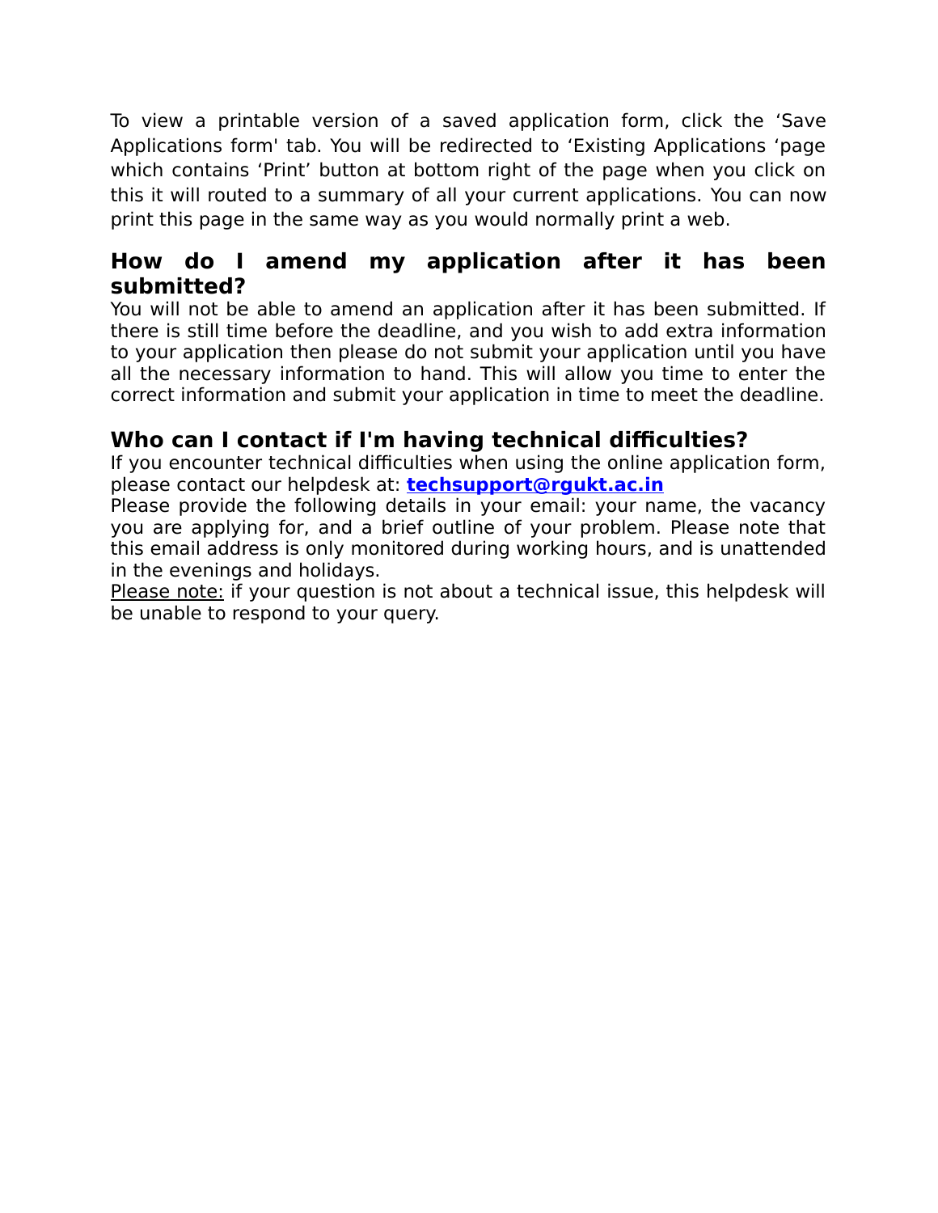To view a printable version of a saved application form, click the 'Save Applications form' tab. You will be redirected to 'Existing Applications 'page which contains 'Print' button at bottom right of the page when you click on this it will routed to a summary of all your current applications. You can now print this page in the same way as you would normally print a web.

## How do I amend my application after it has been submitted?

You will not be able to amend an application after it has been submitted. If there is still time before the deadline, and you wish to add extra information to your application then please do not submit your application until you have all the necessary information to hand. This will allow you time to enter the correct information and submit your application in time to meet the deadline.

## Who can I contact if I'm having technical difficulties?

If you encounter technical difficulties when using the online application form, please contact our helpdesk at: **techsupport@rgukt.ac.in**

Please provide the following details in your email: your name, the vacancy you are applying for, and a brief outline of your problem. Please note that this email address is only monitored during working hours, and is unattended in the evenings and holidays.

Please note: if your question is not about a technical issue, this helpdesk will be unable to respond to your query.